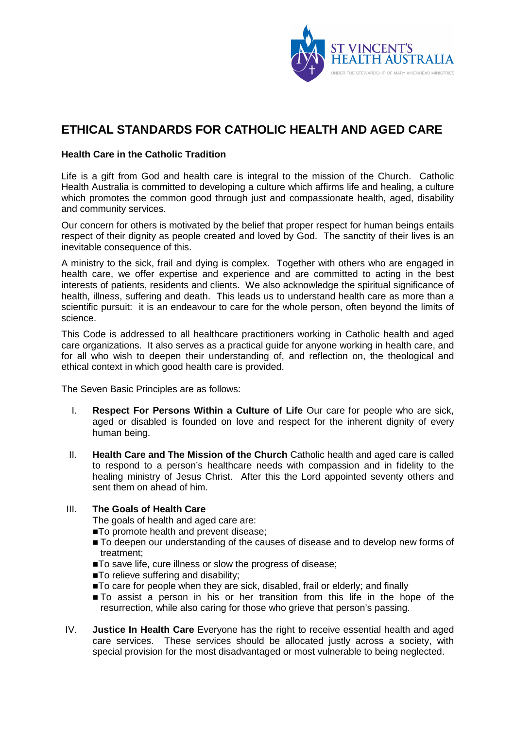ST VINCENT'S HEALTH AUSTRALIA
UNDER THE STEWARDSHIP OF MARY AIKENHEAD MINISTRIES

# ETHICAL STANDARDS FOR CATHOLIC HEALTH AND AGED CARE

**Health Care in the Catholic Tradition**

Life is a gift from God and health care is integral to the mission of the Church. Catholic Health Australia is committed to developing a culture which affirms life and healing, a culture which promotes the common good through just and compassionate health, aged, disability and community services.

Our concern for others is motivated by the belief that proper respect for human beings entails respect of their dignity as people created and loved by God. The sanctity of their lives is an inevitable consequence of this.

A ministry to the sick, frail and dying is complex. Together with others who are engaged in health care, we offer expertise and experience and are committed to acting in the best interests of patients, residents and clients. We also acknowledge the spiritual significance of health, illness, suffering and death. This leads us to understand health care as more than a scientific pursuit: it is an endeavour to care for the whole person, often beyond the limits of science.

This Code is addressed to all healthcare practitioners working in Catholic health and aged care organizations. It also serves as a practical guide for anyone working in health care, and for all who wish to deepen their understanding of, and reflection on, the theological and ethical context in which good health care is provided.

The Seven Basic Principles are as follows:

I. **Respect For Persons Within a Culture of Life** Our care for people who are sick, aged or disabled is founded on love and respect for the inherent dignity of every human being.

II. **Health Care and The Mission of the Church** Catholic health and aged care is called to respond to a person's healthcare needs with compassion and in fidelity to the healing ministry of Jesus Christ. After this the Lord appointed seventy others and sent them on ahead of him.

III. **The Goals of Health Care**
The goals of health and aged care are:
- To promote health and prevent disease;
- To deepen our understanding of the causes of disease and to develop new forms of treatment;
- To save life, cure illness or slow the progress of disease;
- To relieve suffering and disability;
- To care for people when they are sick, disabled, frail or elderly; and finally
- To assist a person in his or her transition from this life in the hope of the resurrection, while also caring for those who grieve that person's passing.

IV. **Justice In Health Care** Everyone has the right to receive essential health and aged care services. These services should be allocated justly across a society, with special provision for the most disadvantaged or most vulnerable to being neglected.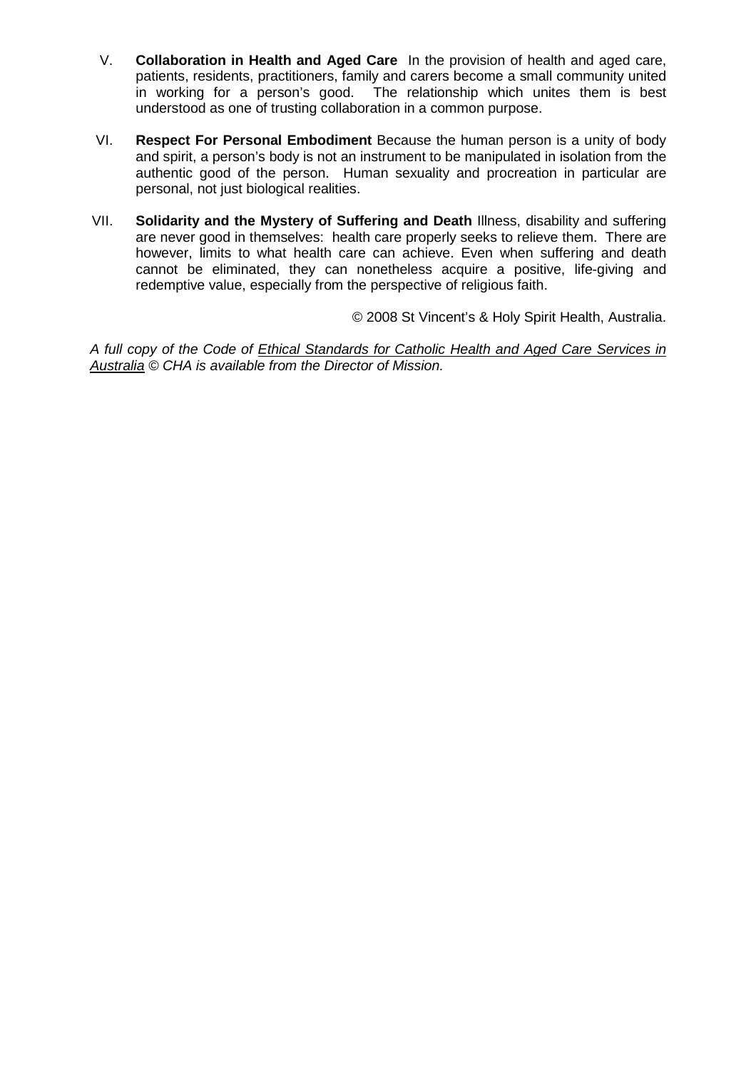V. **Collaboration in Health and Aged Care** In the provision of health and aged care, patients, residents, practitioners, family and carers become a small community united in working for a person's good. The relationship which unites them is best understood as one of trusting collaboration in a common purpose.

VI. **Respect For Personal Embodiment** Because the human person is a unity of body and spirit, a person's body is not an instrument to be manipulated in isolation from the authentic good of the person. Human sexuality and procreation in particular are personal, not just biological realities.

VII. **Solidarity and the Mystery of Suffering and Death** Illness, disability and suffering are never good in themselves: health care properly seeks to relieve them. There are however, limits to what health care can achieve. Even when suffering and death cannot be eliminated, they can nonetheless acquire a positive, life-giving and redemptive value, especially from the perspective of religious faith.

© 2008 St Vincent's & Holy Spirit Health, Australia.

*A full copy of the Code of Ethical Standards for Catholic Health and Aged Care Services in Australia © CHA is available from the Director of Mission.*